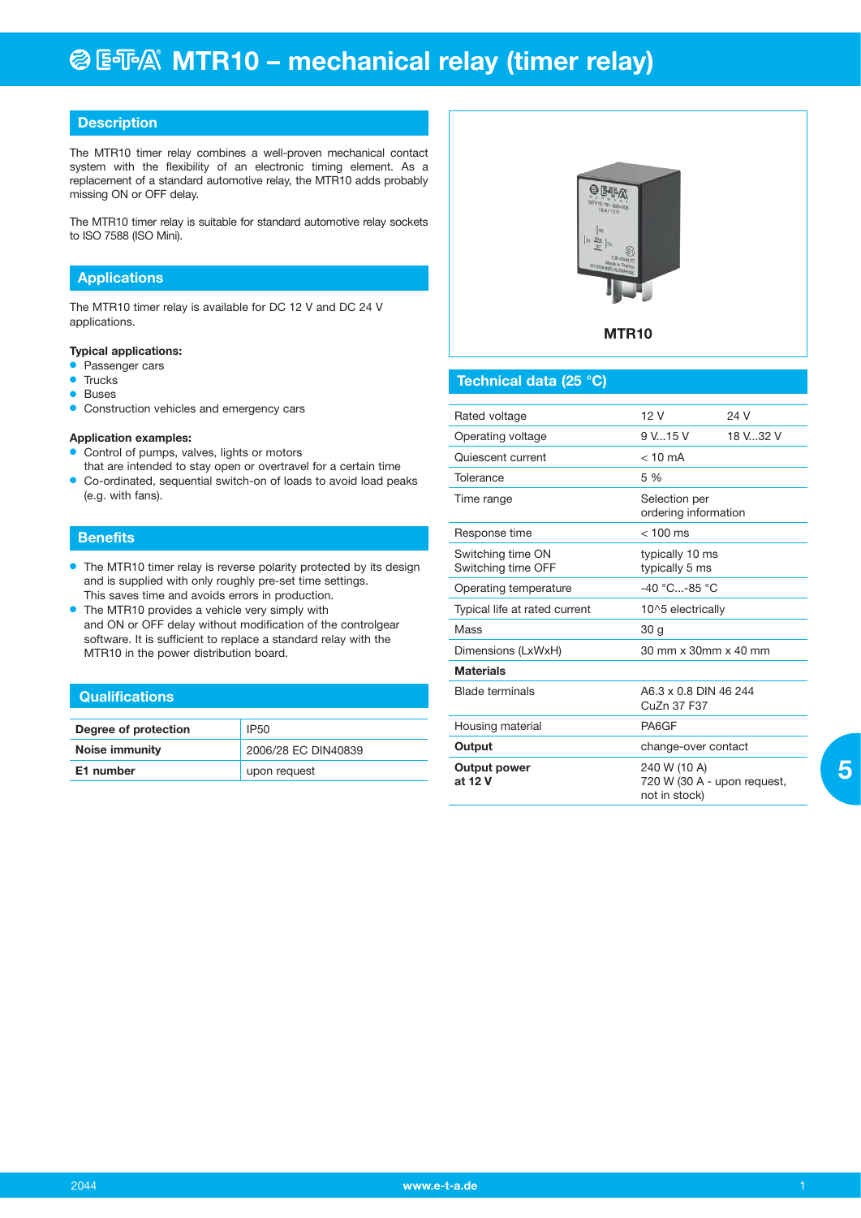# MTR10 – mechanical relay (timer relay)

## Description

The MTR10 timer relay combines a well-proven mechanical contact system with the flexibility of an electronic timing element. As a replacement of a standard automotive relay, the MTR10 adds probably missing ON or OFF delay.

The MTR10 timer relay is suitable for standard automotive relay sockets to ISO 7588 (ISO Mini).

## Applications

The MTR10 timer relay is available for DC 12 V and DC 24 V applications.

**Typical applications:**

- Passenger cars
- Trucks
- Buses
- Construction vehicles and emergency cars

**Application examples:**

- Control of pumps, valves, lights or motors that are intended to stay open or overtravel for a certain time
- Co-ordinated, sequential switch-on of loads to avoid load peaks (e.g. with fans).

## Benefits

- The MTR10 timer relay is reverse polarity protected by its design and is supplied with only roughly pre-set time settings. This saves time and avoids errors in production.
- The MTR10 provides a vehicle very simply with and ON or OFF delay without modification of the controlgear software. It is sufficient to replace a standard relay with the MTR10 in the power distribution board.

## Qualifications

| | |
|---|---|
| **Degree of protection** | IP50 |
| **Noise immunity** | 2006/28 EC DIN40839 |
| **E1 number** | upon request |

MTR10

## Technical data (25 °C)

| | | |
|---|---|---|
| Rated voltage | 12 V | 24 V |
| Operating voltage | 9 V...15 V | 18 V...32 V |
| Quiescent current | < 10 mA | |
| Tolerance | 5 % | |
| Time range | Selection per ordering information | |
| Response time | < 100 ms | |
| Switching time ON<br>Switching time OFF | typically 10 ms<br>typically 5 ms | |
| Operating temperature | -40 °C...-85 °C | |
| Typical life at rated current | 10^5 electrically | |
| Mass | 30 g | |
| Dimensions (LxWxH) | 30 mm x 30mm x 40 mm | |
| **Materials** | | |
| Blade terminals | A6.3 x 0.8 DIN 46 244<br>CuZn 37 F37 | |
| Housing material | PA6GF | |
| **Output** | change-over contact | |
| **Output power at 12 V** | 240 W (10 A)<br>720 W (30 A - upon request, not in stock) | |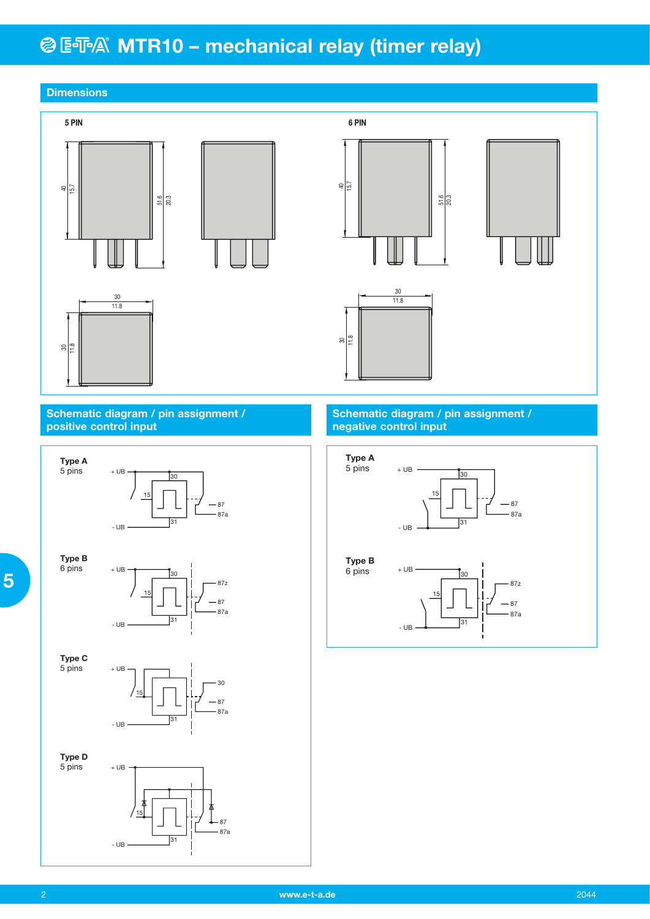# MTR10 – mechanical relay (timer relay)

## Dimensions

5 PIN

40 15.7 51.6 20.3

30 11.8

30 11.8

6 PIN

40 15.7 51.6 20.3

30 11.8

30 11.8

## Schematic diagram / pin assignment / positive control input

**Type A**
5 pins

+ UB, 30, 15, 87, 87a, - UB, 31

**Type B**
6 pins

+ UB, 30, 87z, 15, 87, 87a, - UB, 31

**Type C**
5 pins

+ UB, 30, 15, 87, 87a, - UB, 31

**Type D**
5 pins

+ UB, 15, 87, 87a, - UB, 31

## Schematic diagram / pin assignment / negative control input

**Type A**
5 pins

+ UB, 30, 15, 87, 87a, - UB, 31

**Type B**
6 pins

+ UB, 30, 87z, 15, 87, 87a, - UB, 31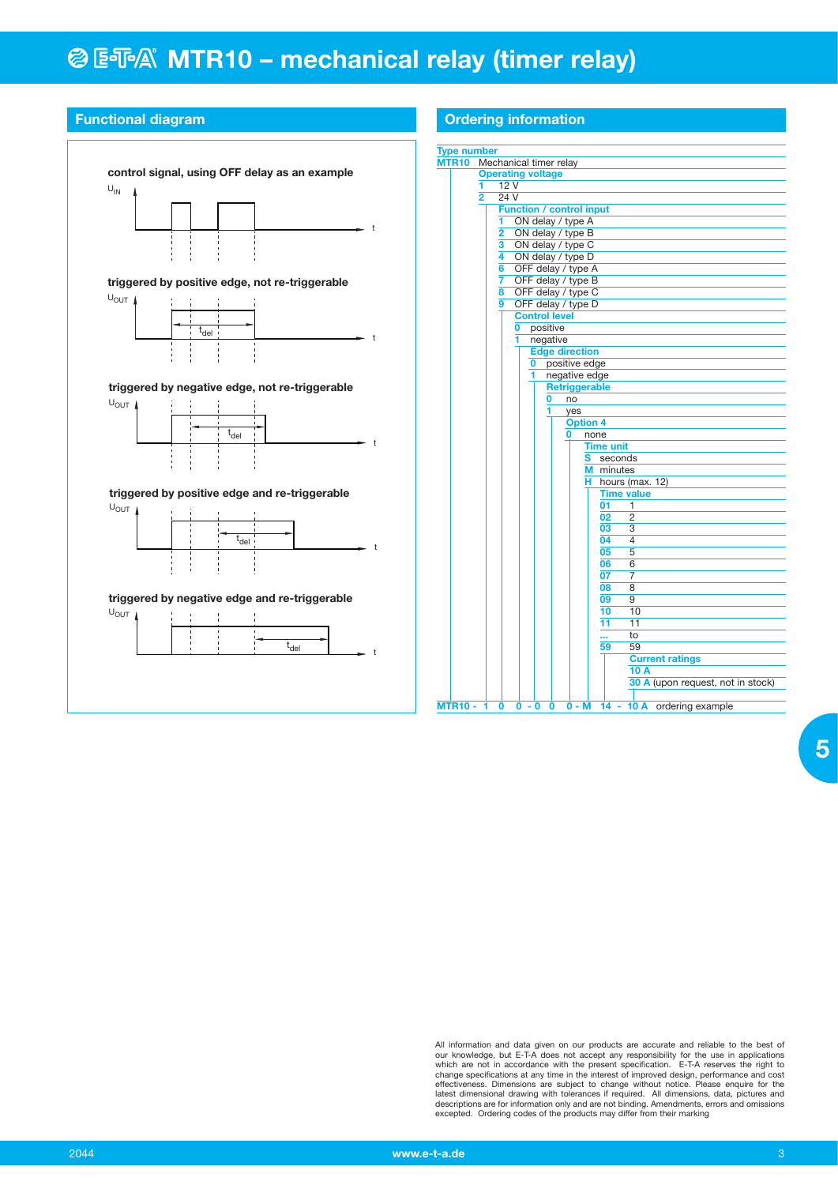# MTR10 – mechanical relay (timer relay)

## Functional diagram

control signal, using OFF delay as an example

$U_{IN}$

t

triggered by positive edge, not re-triggerable

$U_{OUT}$

$t_{del}$

t

triggered by negative edge, not re-triggerable

$U_{OUT}$

$t_{del}$

t

triggered by positive edge and re-triggerable

$U_{OUT}$

$t_{del}$

t

triggered by negative edge and re-triggerable

$U_{OUT}$

$t_{del}$

t

## Ordering information

**Type number**

**MTR10** Mechanical timer relay

- **Operating voltage**
  - **1** 12 V
  - **2** 24 V
- **Function / control input**
  - **1** ON delay / type A
  - **2** ON delay / type B
  - **3** ON delay / type C
  - **4** ON delay / type D
  - **6** OFF delay / type A
  - **7** OFF delay / type B
  - **8** OFF delay / type C
  - **9** OFF delay / type D
- **Control level**
  - **0** positive
  - **1** negative
- **Edge direction**
  - **0** positive edge
  - **1** negative edge
- **Retriggerable**
  - **0** no
  - **1** yes
- **Option 4**
  - **0** none
- **Time unit**
  - **S** seconds
  - **M** minutes
  - **H** hours (max. 12)
- **Time value**
  - **01** 1
  - **02** 2
  - **03** 3
  - **04** 4
  - **05** 5
  - **06** 6
  - **07** 7
  - **08** 8
  - **09** 9
  - **10** 10
  - **11** 11
  - **...** to
  - **59** 59
- **Current ratings**
  - **10 A**
  - **30 A** (upon request, not in stock)

**MTR10 - 1 0 0 - 0 0 0 - M 14 - 10 A** ordering example

All information and data given on our products are accurate and reliable to the best of our knowledge, but E-T-A does not accept any responsibility for the use in applications which are not in accordance with the present specification. E-T-A reserves the right to change specifications at any time in the interest of improved design, performance and cost effectiveness. Dimensions are subject to change without notice. Please enquire for the latest dimensional drawing with tolerances if required. All dimensions, data, pictures and descriptions are for information only and are not binding. Amendments, errors and omissions excepted. Ordering codes of the products may differ from their marking